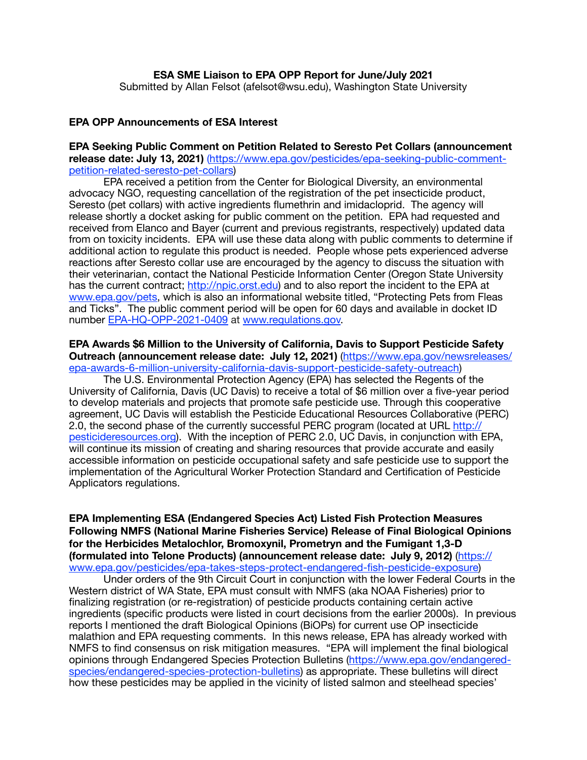**ESA SME Liaison to EPA OPP Report for June/July 2021**
Submitted by Allan Felsot (afelsot@wsu.edu), Washington State University

## EPA OPP Announcements of ESA Interest

**EPA Seeking Public Comment on Petition Related to Seresto Pet Collars (announcement release date: July 13, 2021)** (https://www.epa.gov/pesticides/epa-seeking-public-comment-petition-related-seresto-pet-collars)

EPA received a petition from the Center for Biological Diversity, an environmental advocacy NGO, requesting cancellation of the registration of the pet insecticide product, Seresto (pet collars) with active ingredients flumethrin and imidacloprid. The agency will release shortly a docket asking for public comment on the petition. EPA had requested and received from Elanco and Bayer (current and previous registrants, respectively) updated data from on toxicity incidents. EPA will use these data along with public comments to determine if additional action to regulate this product is needed. People whose pets experienced adverse reactions after Seresto collar use are encouraged by the agency to discuss the situation with their veterinarian, contact the National Pesticide Information Center (Oregon State University has the current contract; http://npic.orst.edu) and to also report the incident to the EPA at www.epa.gov/pets, which is also an informational website titled, "Protecting Pets from Fleas and Ticks". The public comment period will be open for 60 days and available in docket ID number EPA-HQ-OPP-2021-0409 at www.regulations.gov.

**EPA Awards $6 Million to the University of California, Davis to Support Pesticide Safety Outreach (announcement release date: July 12, 2021)** (https://www.epa.gov/newsreleases/epa-awards-6-million-university-california-davis-support-pesticide-safety-outreach)

The U.S. Environmental Protection Agency (EPA) has selected the Regents of the University of California, Davis (UC Davis) to receive a total of $6 million over a five-year period to develop materials and projects that promote safe pesticide use. Through this cooperative agreement, UC Davis will establish the Pesticide Educational Resources Collaborative (PERC) 2.0, the second phase of the currently successful PERC program (located at URL http://pesticideresources.org). With the inception of PERC 2.0, UC Davis, in conjunction with EPA, will continue its mission of creating and sharing resources that provide accurate and easily accessible information on pesticide occupational safety and safe pesticide use to support the implementation of the Agricultural Worker Protection Standard and Certification of Pesticide Applicators regulations.

**EPA Implementing ESA (Endangered Species Act) Listed Fish Protection Measures Following NMFS (National Marine Fisheries Service) Release of Final Biological Opinions for the Herbicides Metalochlor, Bromoxynil, Prometryn and the Fumigant 1,3-D (formulated into Telone Products) (announcement release date: July 9, 2012)** (https://www.epa.gov/pesticides/epa-takes-steps-protect-endangered-fish-pesticide-exposure)

Under orders of the 9th Circuit Court in conjunction with the lower Federal Courts in the Western district of WA State, EPA must consult with NMFS (aka NOAA Fisheries) prior to finalizing registration (or re-registration) of pesticide products containing certain active ingredients (specific products were listed in court decisions from the earlier 2000s). In previous reports I mentioned the draft Biological Opinions (BiOPs) for current use OP insecticide malathion and EPA requesting comments. In this news release, EPA has already worked with NMFS to find consensus on risk mitigation measures. "EPA will implement the final biological opinions through Endangered Species Protection Bulletins (https://www.epa.gov/endangered-species/endangered-species-protection-bulletins) as appropriate. These bulletins will direct how these pesticides may be applied in the vicinity of listed salmon and steelhead species'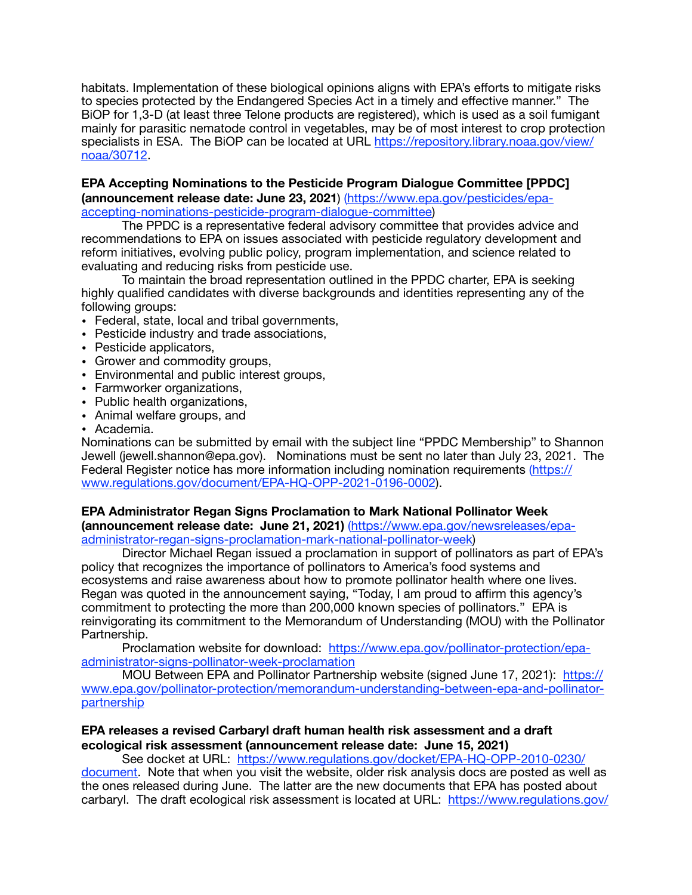habitats. Implementation of these biological opinions aligns with EPA's efforts to mitigate risks to species protected by the Endangered Species Act in a timely and effective manner." The BiOP for 1,3-D (at least three Telone products are registered), which is used as a soil fumigant mainly for parasitic nematode control in vegetables, may be of most interest to crop protection specialists in ESA. The BiOP can be located at URL https://repository.library.noaa.gov/view/noaa/30712.

**EPA Accepting Nominations to the Pesticide Program Dialogue Committee [PPDC] (announcement release date: June 23, 2021**) (https://www.epa.gov/pesticides/epa-accepting-nominations-pesticide-program-dialogue-committee)

The PPDC is a representative federal advisory committee that provides advice and recommendations to EPA on issues associated with pesticide regulatory development and reform initiatives, evolving public policy, program implementation, and science related to evaluating and reducing risks from pesticide use.

To maintain the broad representation outlined in the PPDC charter, EPA is seeking highly qualified candidates with diverse backgrounds and identities representing any of the following groups:

- Federal, state, local and tribal governments,
- Pesticide industry and trade associations,
- Pesticide applicators,
- Grower and commodity groups,
- Environmental and public interest groups,
- Farmworker organizations,
- Public health organizations,
- Animal welfare groups, and
- Academia.

Nominations can be submitted by email with the subject line "PPDC Membership" to Shannon Jewell (jewell.shannon@epa.gov). Nominations must be sent no later than July 23, 2021. The Federal Register notice has more information including nomination requirements (https://www.regulations.gov/document/EPA-HQ-OPP-2021-0196-0002).

**EPA Administrator Regan Signs Proclamation to Mark National Pollinator Week (announcement release date: June 21, 2021)** (https://www.epa.gov/newsreleases/epa-administrator-regan-signs-proclamation-mark-national-pollinator-week)

Director Michael Regan issued a proclamation in support of pollinators as part of EPA's policy that recognizes the importance of pollinators to America's food systems and ecosystems and raise awareness about how to promote pollinator health where one lives. Regan was quoted in the announcement saying, "Today, I am proud to affirm this agency's commitment to protecting the more than 200,000 known species of pollinators." EPA is reinvigorating its commitment to the Memorandum of Understanding (MOU) with the Pollinator Partnership.

Proclamation website for download: https://www.epa.gov/pollinator-protection/epa-administrator-signs-pollinator-week-proclamation

MOU Between EPA and Pollinator Partnership website (signed June 17, 2021): https://www.epa.gov/pollinator-protection/memorandum-understanding-between-epa-and-pollinator-partnership

**EPA releases a revised Carbaryl draft human health risk assessment and a draft ecological risk assessment (announcement release date: June 15, 2021)**

See docket at URL: https://www.regulations.gov/docket/EPA-HQ-OPP-2010-0230/document. Note that when you visit the website, older risk analysis docs are posted as well as the ones released during June. The latter are the new documents that EPA has posted about carbaryl. The draft ecological risk assessment is located at URL: https://www.regulations.gov/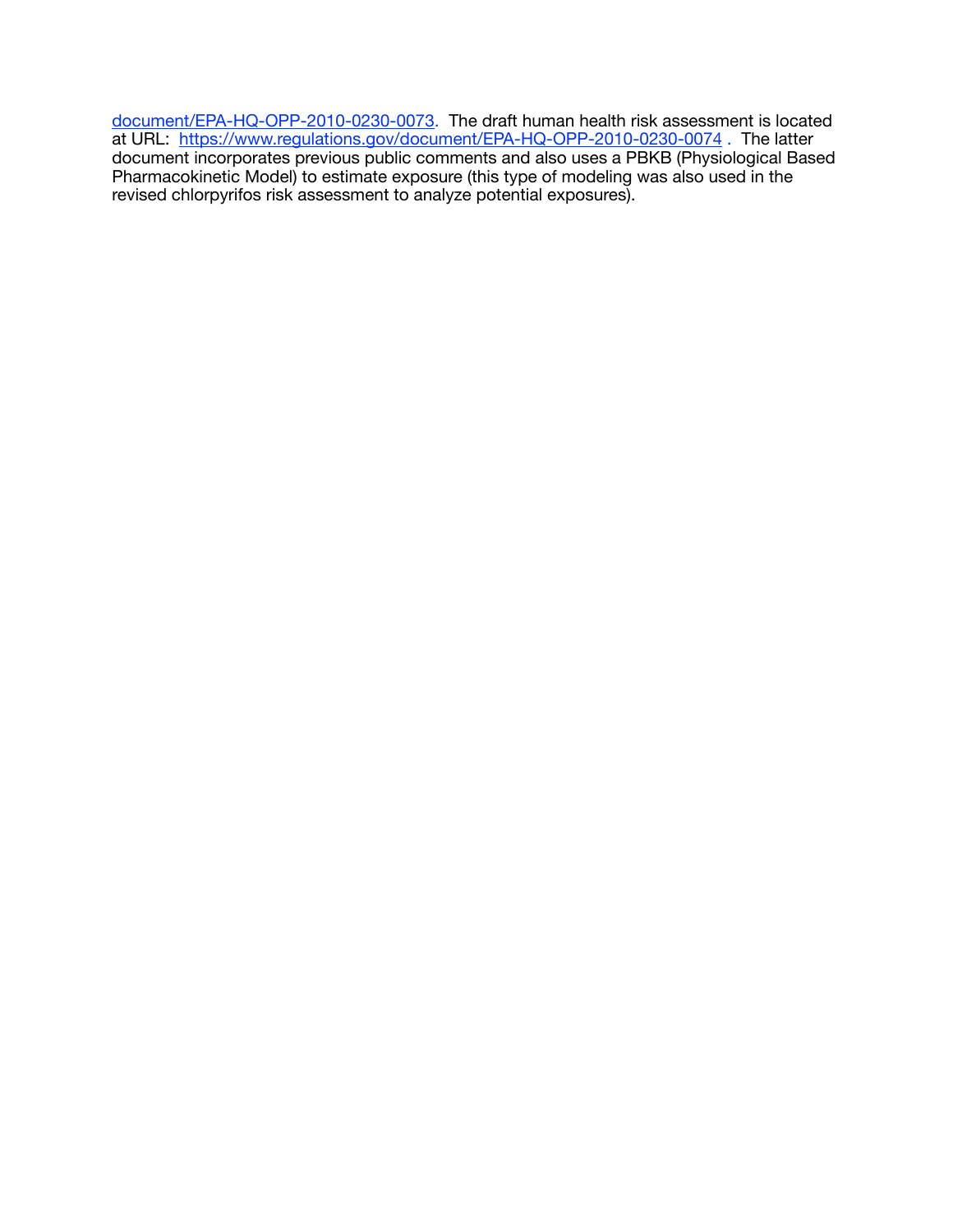document/EPA-HQ-OPP-2010-0230-0073. The draft human health risk assessment is located at URL: https://www.regulations.gov/document/EPA-HQ-OPP-2010-0230-0074 . The latter document incorporates previous public comments and also uses a PBKB (Physiological Based Pharmacokinetic Model) to estimate exposure (this type of modeling was also used in the revised chlorpyrifos risk assessment to analyze potential exposures).